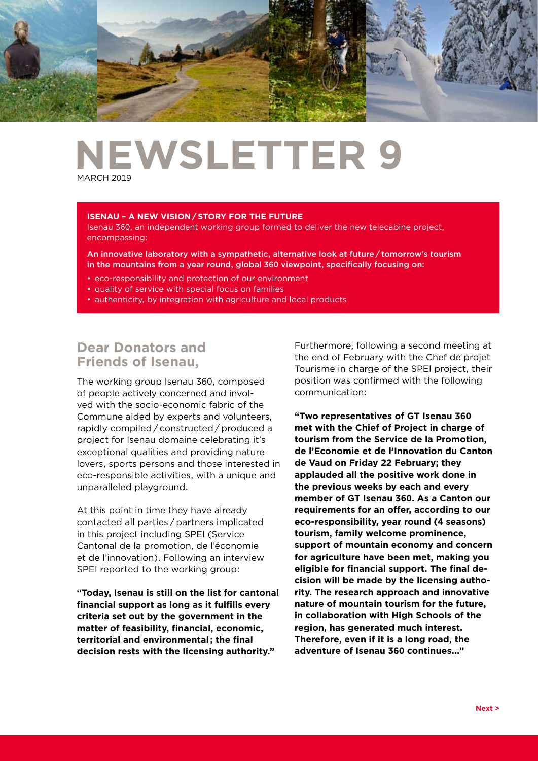# NEWSLETTER 9

MARCH 2019

**ISENAU – A NEW VISION / STORY FOR THE FUTURE**

Isenau 360, an independent working group formed to deliver the new telecabine project, encompassing:

An innovative laboratory with a sympathetic, alternative look at future / tomorrow's tourism in the mountains from a year round, global 360 viewpoint, specifically focusing on:

- eco-responsibility and protection of our environment
- quality of service with special focus on families
- authenticity, by integration with agriculture and local products

## Dear Donators and Friends of Isenau,

The working group Isenau 360, composed of people actively concerned and involved with the socio-economic fabric of the Commune aided by experts and volunteers, rapidly compiled / constructed / produced a project for Isenau domaine celebrating it's exceptional qualities and providing nature lovers, sports persons and those interested in eco-responsible activities, with a unique and unparalleled playground.

At this point in time they have already contacted all parties / partners implicated in this project including SPEI (Service Cantonal de la promotion, de l'économie et de l'innovation). Following an interview SPEI reported to the working group:

**"Today, Isenau is still on the list for cantonal financial support as long as it fulfills every criteria set out by the government in the matter of feasibility, financial, economic, territorial and environmental; the final decision rests with the licensing authority."**

Furthermore, following a second meeting at the end of February with the Chef de projet Tourisme in charge of the SPEI project, their position was confirmed with the following communication:

**"Two representatives of GT Isenau 360 met with the Chief of Project in charge of tourism from the Service de la Promotion, de l'Economie et de l'Innovation du Canton de Vaud on Friday 22 February; they applauded all the positive work done in the previous weeks by each and every member of GT Isenau 360. As a Canton our requirements for an offer, according to our eco-responsibility, year round (4 seasons) tourism, family welcome prominence, support of mountain economy and concern for agriculture have been met, making you eligible for financial support. The final decision will be made by the licensing authority. The research approach and innovative nature of mountain tourism for the future, in collaboration with High Schools of the region, has generated much interest. Therefore, even if it is a long road, the adventure of Isenau 360 continues…"**

**Next >**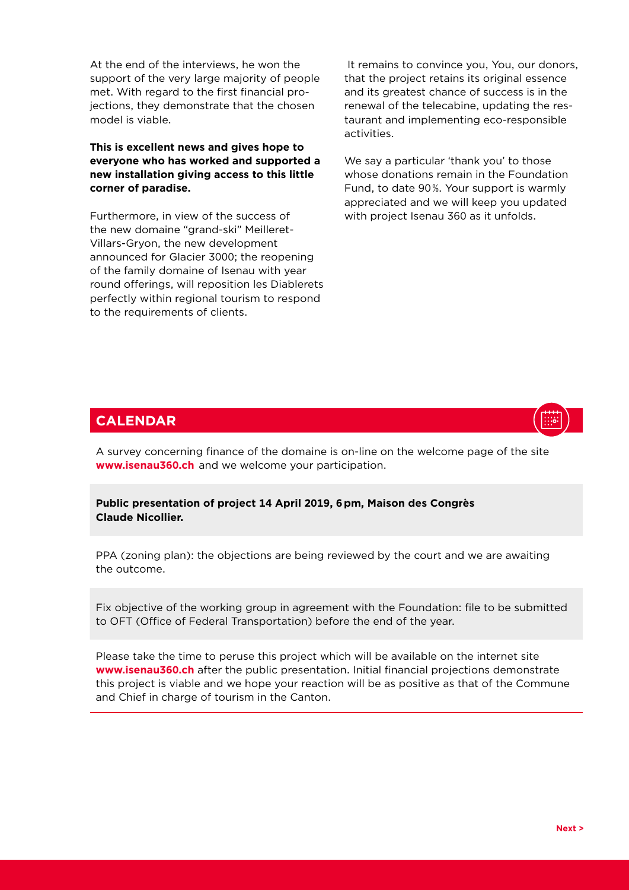At the end of the interviews, he won the support of the very large majority of people met. With regard to the first financial projections, they demonstrate that the chosen model is viable.

**This is excellent news and gives hope to everyone who has worked and supported a new installation giving access to this little corner of paradise.**

Furthermore, in view of the success of the new domaine "grand-ski" Meilleret-Villars-Gryon, the new development announced for Glacier 3000; the reopening of the family domaine of Isenau with year round offerings, will reposition les Diablerets perfectly within regional tourism to respond to the requirements of clients.

It remains to convince you, You, our donors, that the project retains its original essence and its greatest chance of success is in the renewal of the telecabine, updating the restaurant and implementing eco-responsible activities.

We say a particular 'thank you' to those whose donations remain in the Foundation Fund, to date 90%. Your support is warmly appreciated and we will keep you updated with project Isenau 360 as it unfolds.

## CALENDAR

A survey concerning finance of the domaine is on-line on the welcome page of the site **www.isenau360.ch** and we welcome your participation.

**Public presentation of project 14 April 2019, 6 pm, Maison des Congrès Claude Nicollier.**

PPA (zoning plan): the objections are being reviewed by the court and we are awaiting the outcome.

Fix objective of the working group in agreement with the Foundation: file to be submitted to OFT (Office of Federal Transportation) before the end of the year.

Please take the time to peruse this project which will be available on the internet site **www.isenau360.ch** after the public presentation. Initial financial projections demonstrate this project is viable and we hope your reaction will be as positive as that of the Commune and Chief in charge of tourism in the Canton.

**Next >**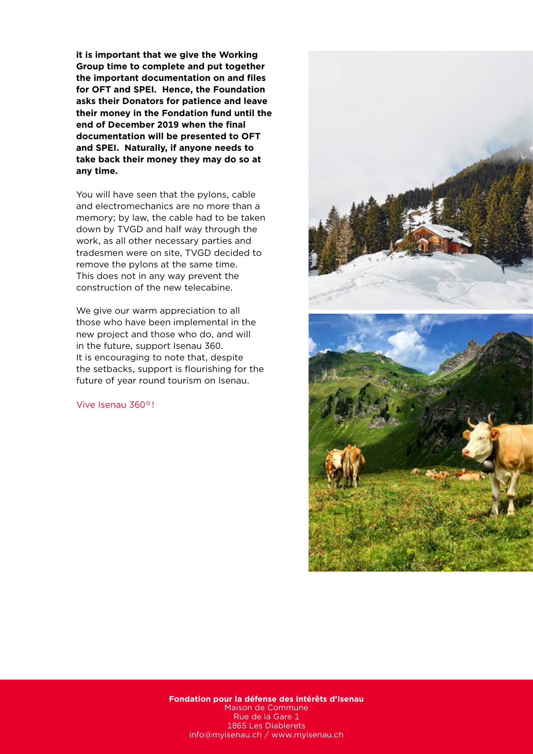**it is important that we give the Working Group time to complete and put together the important documentation on and files for OFT and SPEI. Hence, the Foundation asks their Donators for patience and leave their money in the Fondation fund until the end of December 2019 when the final documentation will be presented to OFT and SPEI. Naturally, if anyone needs to take back their money they may do so at any time.**

You will have seen that the pylons, cable and electromechanics are no more than a memory; by law, the cable had to be taken down by TVGD and half way through the work, as all other necessary parties and tradesmen were on site, TVGD decided to remove the pylons at the same time. This does not in any way prevent the construction of the new telecabine.

We give our warm appreciation to all those who have been implemental in the new project and those who do, and will in the future, support Isenau 360. It is encouraging to note that, despite the setbacks, support is flourishing for the future of year round tourism on Isenau.

Vive Isenau 360°!

**Fondation pour la défense des intérêts d'Isenau**
Maison de Commune
Rue de la Gare 1
1865 Les Diablerets
info@myisenau.ch / www.myisenau.ch